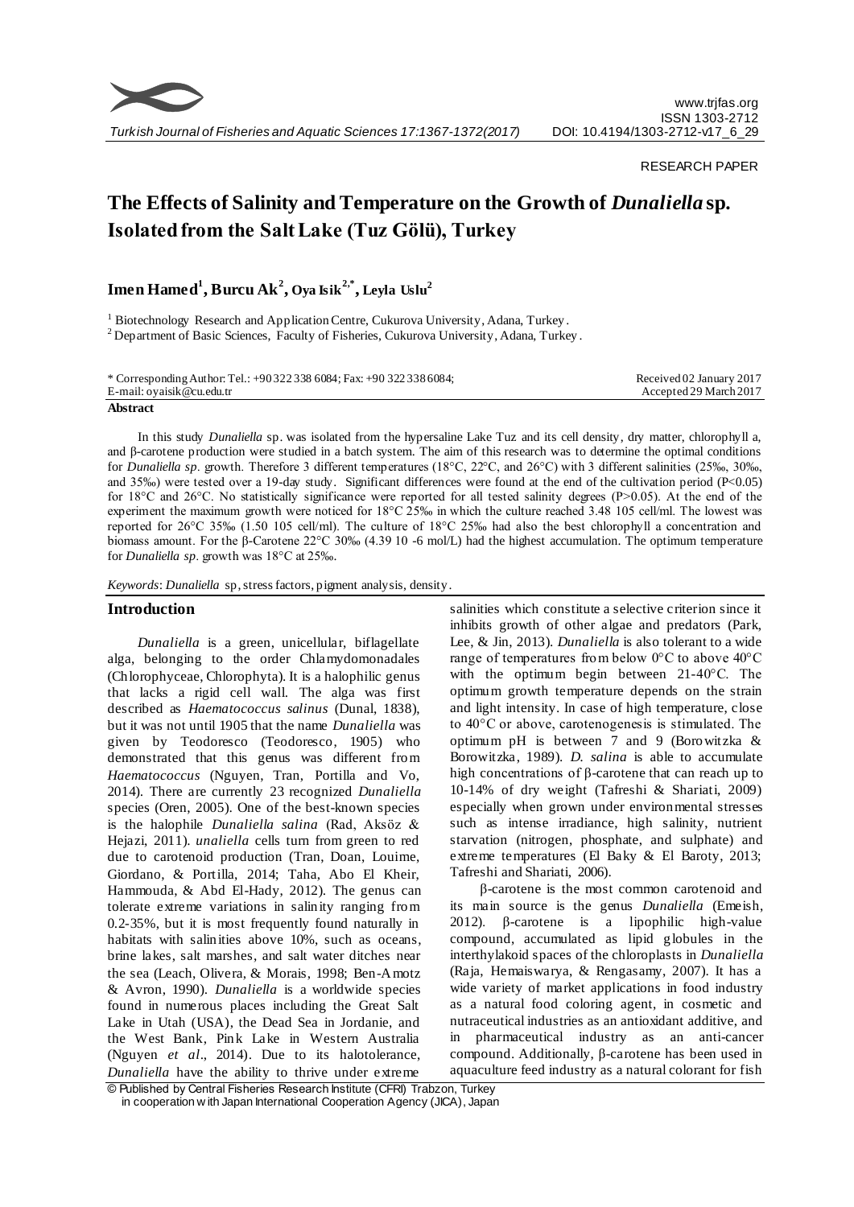RESEARCH PAPER

# The Effects of Salinity and Temperature on the Growth of *Dunaliella* sp. Isolated from the Salt Lake (Tuz Gölü), Turkey

**Imen Hamed[1], Burcu Ak[2], Oya Isik[2,*], Leyla Uslu[2]**

[1] Biotechnology Research and Application Centre, Cukurova University, Adana, Turkey.
[2] Department of Basic Sciences, Faculty of Fisheries, Cukurova University, Adana, Turkey.

\* Corresponding Author: Tel.: +90 322 338 6084; Fax: +90 322 338 6084;
E-mail: oyaisik@cu.edu.tr

Received 02 January 2017
Accepted 29 March 2017

**Abstract**

In this study *Dunaliella* sp. was isolated from the hypersaline Lake Tuz and its cell density, dry matter, chlorophyll a, and β-carotene production were studied in a batch system. The aim of this research was to determine the optimal conditions for *Dunaliella sp.* growth. Therefore 3 different temperatures (18°C, 22°C, and 26°C) with 3 different salinities (25‰, 30‰, and 35‰) were tested over a 19-day study. Significant differences were found at the end of the cultivation period ($P<0.05$) for 18°C and 26°C. No statistically significance were reported for all tested salinity degrees ($P>0.05$). At the end of the experiment the maximum growth were noticed for 18°C 25‰ in which the culture reached 3.48 105 cell/ml. The lowest was reported for 26°C 35‰ (1.50 105 cell/ml). The culture of 18°C 25‰ had also the best chlorophyll a concentration and biomass amount. For the β-Carotene 22°C 30‰ (4.39 10 -6 mol/L) had the highest accumulation. The optimum temperature for *Dunaliella sp.* growth was 18°C at 25‰.

*Keywords*: *Dunaliella* sp, stress factors, pigment analysis, density.

## Introduction

*Dunaliella* is a green, unicellular, biflagellate alga, belonging to the order Chlamydomonadales (Chlorophyceae, Chlorophyta). It is a halophilic genus that lacks a rigid cell wall. The alga was first described as *Haematococcus salinus* (Dunal, 1838), but it was not until 1905 that the name *Dunaliella* was given by Teodoresco (Teodoresco, 1905) who demonstrated that this genus was different from *Haematococcus* (Nguyen, Tran, Portilla and Vo, 2014). There are currently 23 recognized *Dunaliella* species (Oren, 2005). One of the best-known species is the halophile *Dunaliella salina* (Rad, Aksöz & Hejazi, 2011). *unaliella* cells turn from green to red due to carotenoid production (Tran, Doan, Louime, Giordano, & Portilla, 2014; Taha, Abo El Kheir, Hammouda, & Abd El-Hady, 2012). The genus can tolerate extreme variations in salinity ranging from 0.2-35%, but it is most frequently found naturally in habitats with salinities above 10%, such as oceans, brine lakes, salt marshes, and salt water ditches near the sea (Leach, Olivera, & Morais, 1998; Ben-Amotz & Avron, 1990). *Dunaliella* is a worldwide species found in numerous places including the Great Salt Lake in Utah (USA), the Dead Sea in Jordanie, and the West Bank, Pink Lake in Western Australia (Nguyen *et al*., 2014). Due to its halotolerance, *Dunaliella* have the ability to thrive under extreme salinities which constitute a selective criterion since it inhibits growth of other algae and predators (Park, Lee, & Jin, 2013). *Dunaliella* is also tolerant to a wide range of temperatures from below 0°C to above 40°C with the optimum begin between 21-40°C. The optimum growth temperature depends on the strain and light intensity. In case of high temperature, close to 40°C or above, carotenogenesis is stimulated. The optimum pH is between 7 and 9 (Borowitzka & Borowitzka, 1989). *D. salina* is able to accumulate high concentrations of β-carotene that can reach up to 10-14% of dry weight (Tafreshi & Shariati, 2009) especially when grown under environmental stresses such as intense irradiance, high salinity, nutrient starvation (nitrogen, phosphate, and sulphate) and extreme temperatures (El Baky & El Baroty, 2013; Tafreshi and Shariati, 2006).

β-carotene is the most common carotenoid and its main source is the genus *Dunaliella* (Emeish, 2012). β-carotene is a lipophilic high-value compound, accumulated as lipid globules in the interthylakoid spaces of the chloroplasts in *Dunaliella* (Raja, Hemaiswarya, & Rengasamy, 2007). It has a wide variety of market applications in food industry as a natural food coloring agent, in cosmetic and nutraceutical industries as an antioxidant additive, and in pharmaceutical industry as an anti-cancer compound. Additionally, β-carotene has been used in aquaculture feed industry as a natural colorant for fish

© Published by Central Fisheries Research Institute (CFRI) Trabzon, Turkey in cooperation with Japan International Cooperation Agency (JICA), Japan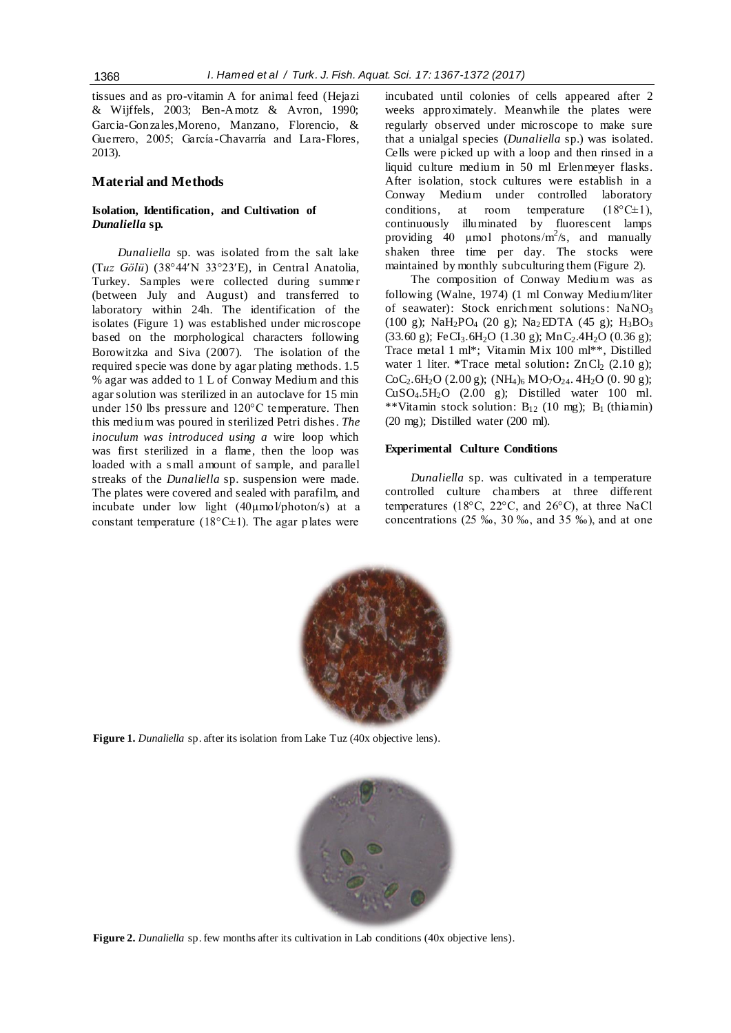tissues and as pro-vitamin A for animal feed (Hejazi & Wijffels, 2003; Ben-Amotz & Avron, 1990; Garcia-Gonzales,Moreno, Manzano, Florencio, & Guerrero, 2005; García-Chavarría and Lara-Flores, 2013).

## Material and Methods

### Isolation, Identification, and Cultivation of *Dunaliella* sp.

*Dunaliella* sp. was isolated from the salt lake (T*uz Gölü*) (38°44′N 33°23′E), in Central Anatolia, Turkey. Samples were collected during summer (between July and August) and transferred to laboratory within 24h. The identification of the isolates (Figure 1) was established under microscope based on the morphological characters following Borowitzka and Siva (2007). The isolation of the required specie was done by agar plating methods. 1.5 % agar was added to 1 L of Conway Medium and this agar solution was sterilized in an autoclave for 15 min under 150 lbs pressure and 120°C temperature. Then this medium was poured in sterilized Petri dishes. *The inoculum was introduced using a* wire loop which was first sterilized in a flame, then the loop was loaded with a small amount of sample, and parallel streaks of the *Dunaliella* sp. suspension were made. The plates were covered and sealed with parafilm, and incubate under low light (40µmol/photon/s) at a constant temperature (18°C±1). The agar plates were incubated until colonies of cells appeared after 2 weeks approximately. Meanwhile the plates were regularly observed under microscope to make sure that a unialgal species (*Dunaliella* sp.) was isolated. Cells were picked up with a loop and then rinsed in a liquid culture medium in 50 ml Erlenmeyer flasks. After isolation, stock cultures were establish in a Conway Medium under controlled laboratory conditions, at room temperature (18°C±1), continuously illuminated by fluorescent lamps providing 40 µmol photons/m$^2$/s, and manually shaken three time per day. The stocks were maintained by monthly subculturing them (Figure 2).

The composition of Conway Medium was as following (Walne, 1974) (1 ml Conway Medium/liter of seawater): Stock enrichment solutions: $NaNO_3$ (100 g); $NaH_2PO_4$ (20 g); $Na_2EDTA$ (45 g); $H_3BO_3$ (33.60 g); $FeCI_3.6H_2O$ (1.30 g); $MnC_2.4H_2O$ (0.36 g); Trace metal 1 ml*; Vitamin Mix 100 ml**, Distilled water 1 liter. ***Trace metal solution:** $ZnCl_2$ (2.10 g); $CoC_2.6H_2O$ (2.00 g); $(NH_4)_6\ MO_7O_{24}.4H_2O$ (0. 90 g); $CuSO_4.5H_2O$ (2.00 g); Distilled water 100 ml. **Vitamin stock solution: $B_{12}$ (10 mg); $B_1$ (thiamin) (20 mg); Distilled water (200 ml).

### Experimental Culture Conditions

*Dunaliella* sp. was cultivated in a temperature controlled culture chambers at three different temperatures (18°C, 22°C, and 26°C), at three NaCl concentrations (25 ‰, 30 ‰, and 35 ‰), and at one

**Figure 1.** *Dunaliella* sp. after its isolation from Lake Tuz (40x objective lens).

**Figure 2.** *Dunaliella* sp. few months after its cultivation in Lab conditions (40x objective lens).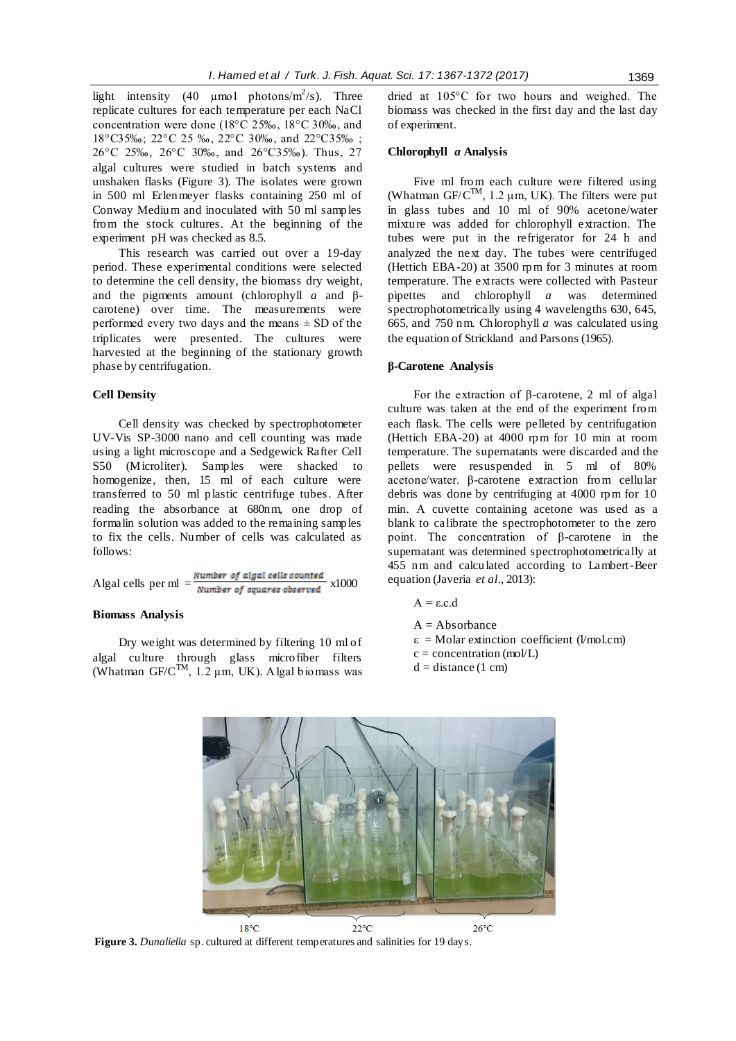light intensity (40 µmol photons/$m^2$/s). Three replicate cultures for each temperature per each NaCl concentration were done (18°C 25‰, 18°C 30‰, and 18°C35‰; 22°C 25 ‰, 22°C 30‰, and 22°C35‰ ; 26°C 25‰, 26°C 30‰, and 26°C35‰). Thus, 27 algal cultures were studied in batch systems and unshaken flasks (Figure 3). The isolates were grown in 500 ml Erlenmeyer flasks containing 250 ml of Conway Medium and inoculated with 50 ml samples from the stock cultures. At the beginning of the experiment pH was checked as 8.5.

This research was carried out over a 19-day period. These experimental conditions were selected to determine the cell density, the biomass dry weight, and the pigments amount (chlorophyll *a* and β-carotene) over time. The measurements were performed every two days and the means ± SD of the triplicates were presented. The cultures were harvested at the beginning of the stationary growth phase by centrifugation.

### Cell Density

Cell density was checked by spectrophotometer UV-Vis SP-3000 nano and cell counting was made using a light microscope and a Sedgewick Rafter Cell S50 (Microliter). Samples were shacked to homogenize, then, 15 ml of each culture were transferred to 50 ml plastic centrifuge tubes. After reading the absorbance at 680nm, one drop of formalin solution was added to the remaining samples to fix the cells. Number of cells was calculated as follows:

$$\text{Algal cells per ml} = \frac{\text{Number of algal cells counted}}{\text{Number of squares observed}} \times 1000$$

### Biomass Analysis

Dry weight was determined by filtering 10 ml of algal culture through glass microfiber filters (Whatman GF/C$^{TM}$, 1.2 µm, UK). Algal biomass was dried at 105°C for two hours and weighed. The biomass was checked in the first day and the last day of experiment.

### Chlorophyll *a* Analysis

Five ml from each culture were filtered using (Whatman GF/C$^{TM}$, 1.2 µm, UK). The filters were put in glass tubes and 10 ml of 90% acetone/water mixture was added for chlorophyll extraction. The tubes were put in the refrigerator for 24 h and analyzed the next day. The tubes were centrifuged (Hettich EBA-20) at 3500 rpm for 3 minutes at room temperature. The extracts were collected with Pasteur pipettes and chlorophyll *a* was determined spectrophotometrically using 4 wavelengths 630, 645, 665, and 750 nm. Chlorophyll *a* was calculated using the equation of Strickland and Parsons (1965).

### β-Carotene Analysis

For the extraction of β-carotene, 2 ml of algal culture was taken at the end of the experiment from each flask. The cells were pelleted by centrifugation (Hettich EBA-20) at 4000 rpm for 10 min at room temperature. The supernatants were discarded and the pellets were resuspended in 5 ml of 80% acetone/water. β-carotene extraction from cellular debris was done by centrifuging at 4000 rpm for 10 min. A cuvette containing acetone was used as a blank to calibrate the spectrophotometer to the zero point. The concentration of β-carotene in the supernatant was determined spectrophotometrically at 455 nm and calculated according to Lambert-Beer equation (Javeria *et al*., 2013):

$$A = \varepsilon . c . d$$

$A$ = Absorbance
$\varepsilon$ = Molar extinction coefficient (l/mol.cm)
$c$ = concentration (mol/L)
$d$ = distance (1 cm)

18°C 22°C 26°C

**Figure 3.** *Dunaliella* sp. cultured at different temperatures and salinities for 19 days.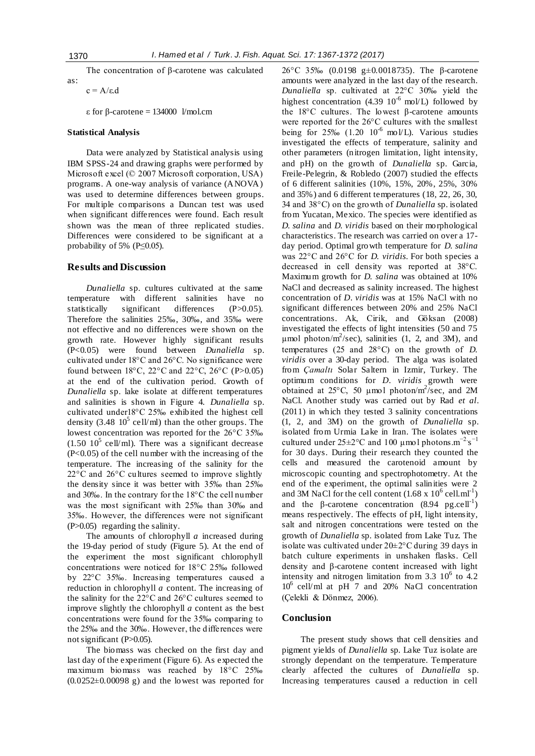The concentration of β-carotene was calculated as:

$c = A/\varepsilon.d$

ε for β-carotene = 134000 l/mol.cm

#### Statistical Analysis

Data were analyzed by Statistical analysis using IBM SPSS-24 and drawing graphs were performed by Microsoft excel (© 2007 Microsoft corporation, USA) programs. A one-way analysis of variance (ANOVA) was used to determine differences between groups. For multiple comparisons a Duncan test was used when significant differences were found. Each result shown was the mean of three replicated studies. Differences were considered to be significant at a probability of 5% ($P \leq 0.05$).

## Results and Discussion

*Dunaliella* sp. cultures cultivated at the same temperature with different salinities have no statistically significant differences ($P > 0.05$). Therefore the salinities 25‰, 30‰, and 35‰ were not effective and no differences were shown on the growth rate. However highly significant results ($P < 0.05$) were found between *Dunaliella* sp. cultivated under 18°C and 26°C. No significance were found between 18°C, 22°C and 22°C, 26°C ($P > 0.05$) at the end of the cultivation period. Growth of *Dunaliella* sp. lake isolate at different temperatures and salinities is shown in Figure 4. *Dunaliella* sp. cultivated under18°C 25‰ exhibited the highest cell density ($3.48\ 10^5$ cell/ml) than the other groups. The lowest concentration was reported for the 26°C 35‰ ($1.50\ 10^5$ cell/ml). There was a significant decrease ($P < 0.05$) of the cell number with the increasing of the temperature. The increasing of the salinity for the 22°C and 26°C cultures seemed to improve slightly the density since it was better with 35‰ than 25‰ and 30‰. In the contrary for the 18°C the cell number was the most significant with 25‰ than 30‰ and 35‰. However, the differences were not significant ($P > 0.05$) regarding the salinity.

The amounts of chlorophyll *a* increased during the 19-day period of study (Figure 5). At the end of the experiment the most significant chlorophyll concentrations were noticed for 18°C 25‰ followed by 22°C 35‰. Increasing temperatures caused a reduction in chlorophyll *a* content. The increasing of the salinity for the 22°C and 26°C cultures seemed to improve slightly the chlorophyll *a* content as the best concentrations were found for the 35‰ comparing to the 25‰ and the 30‰. However, the differences were not significant ($P > 0.05$).

The biomass was checked on the first day and last day of the experiment (Figure 6). As expected the maximum biomass was reached by 18°C 25‰ (0.0252±0.00098 g) and the lowest was reported for 26°C 35‰ (0.0198 g±0.0018735). The β-carotene amounts were analyzed in the last day of the research. *Dunaliella* sp. cultivated at 22°C 30‰ yield the highest concentration ($4.39\ 10^{-6}$ mol/L) followed by the 18°C cultures. The lowest β-carotene amounts were reported for the 26°C cultures with the smallest being for 25‰ ($1.20\ 10^{-6}$ mol/L). Various studies investigated the effects of temperature, salinity and other parameters (nitrogen limitation, light intensity, and pH) on the growth of *Dunaliella* sp. Garcia, Freile-Pelegrin, & Robledo (2007) studied the effects of 6 different salinities (10%, 15%, 20%, 25%, 30% and 35%) and 6 different temperatures (18, 22, 26, 30, 34 and 38°C) on the growth of *Dunaliella* sp. isolated from Yucatan, Mexico. The species were identified as *D. salina* and *D. viridis* based on their morphological characteristics. The research was carried on over a 17-day period. Optimal growth temperature for *D. salina* was 22°C and 26°C for *D. viridis*. For both species a decreased in cell density was reported at 38°C. Maximum growth for *D. salina* was obtained at 10% NaCl and decreased as salinity increased. The highest concentration of *D. viridis* was at 15% NaCl with no significant differences between 20% and 25% NaCl concentrations. Ak, Cirik, and Göksan (2008) investigated the effects of light intensities (50 and 75 µmol photon/$m^2$/sec), salinities (1, 2, and 3M), and temperatures (25 and 28°C) on the growth of *D. viridis* over a 30-day period. The alga was isolated from *Çamaltı* Solar Saltern in Izmir, Turkey. The optimum conditions for *D. viridis* growth were obtained at 25°C, 50 µmol photon/$m^2$/sec, and 2M NaCl. Another study was carried out by Rad *et al*. (2011) in which they tested 3 salinity concentrations (1, 2, and 3M) on the growth of *Dunaliella* sp. isolated from Urmia Lake in Iran. The isolates were cultured under 25±2°C and 100 µmol photons.$m^{-2}s^{-1}$ for 30 days. During their research they counted the cells and measured the carotenoid amount by microscopic counting and spectrophotometry. At the end of the experiment, the optimal salinities were 2 and 3M NaCl for the cell content ($1.68 \times 10^6$ cell.$ml^{-1}$) and the β-carotene concentration (8.94 pg.$cell^{-1}$) means respectively. The effects of pH, light intensity, salt and nitrogen concentrations were tested on the growth of *Dunaliella* sp. isolated from Lake Tuz. The isolate was cultivated under 20±2°C during 39 days in batch culture experiments in unshaken flasks. Cell density and β-carotene content increased with light intensity and nitrogen limitation from $3.3\ 10^6$ to $4.2\ 10^6$ cell/ml at pH 7 and 20% NaCl concentration (Çelekli & Dönmez, 2006).

## Conclusion

The present study shows that cell densities and pigment yields of *Dunaliella* sp. Lake Tuz isolate are strongly dependant on the temperature. Temperature clearly affected the cultures of *Dunaliella* sp. Increasing temperatures caused a reduction in cell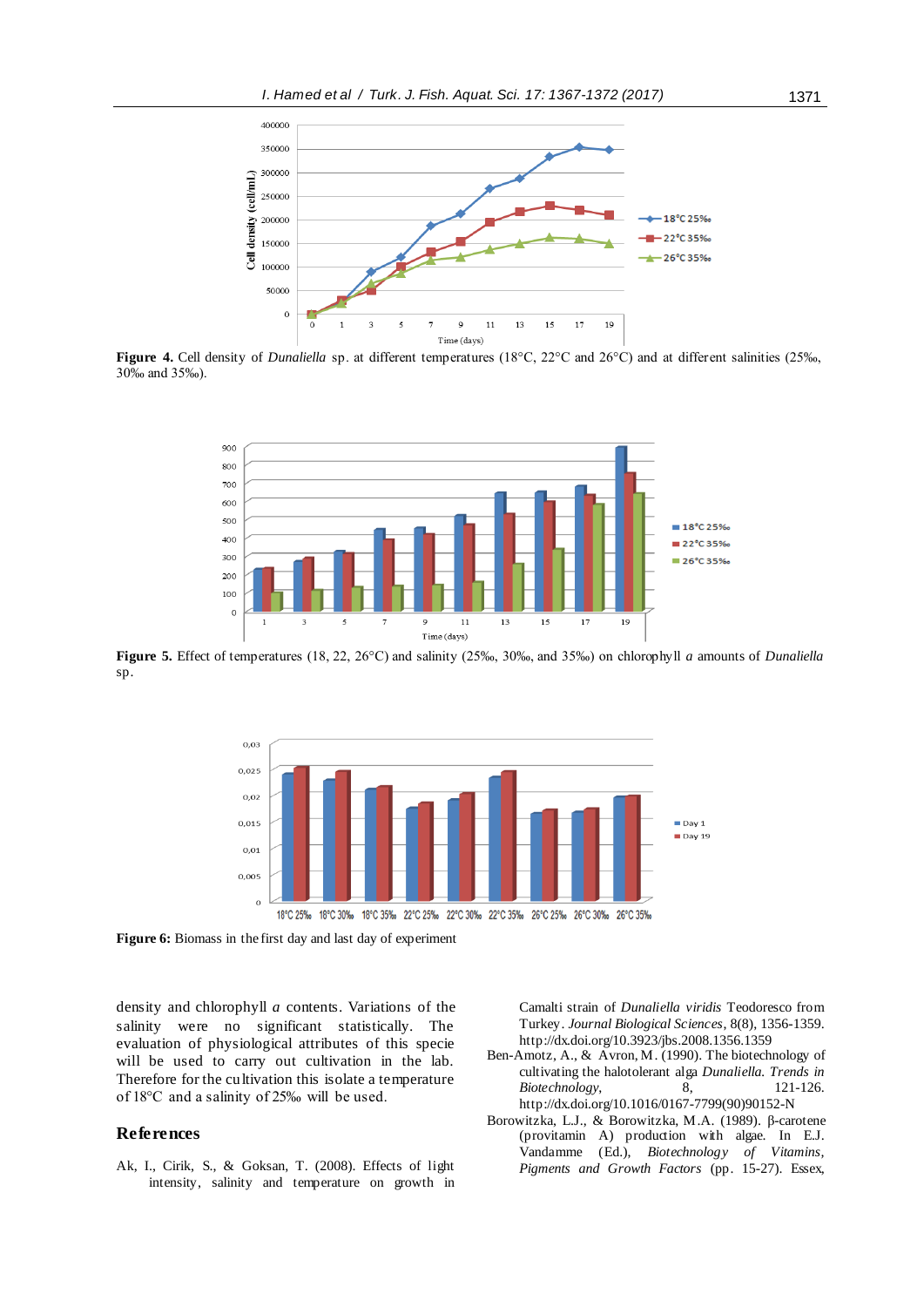**Figure 4.** Cell density of *Dunaliella* sp. at different temperatures (18°C, 22°C and 26°C) and at different salinities (25‰, 30‰ and 35‰).

**Figure 5.** Effect of temperatures (18, 22, 26°C) and salinity (25‰, 30‰, and 35‰) on chlorophyll *a* amounts of *Dunaliella* sp.

**Figure 6:** Biomass in the first day and last day of experiment

density and chlorophyll *a* contents. Variations of the salinity were no significant statistically. The evaluation of physiological attributes of this specie will be used to carry out cultivation in the lab. Therefore for the cultivation this isolate a temperature of 18°C and a salinity of 25‰ will be used.

## References

Ak, I., Cirik, S., & Goksan, T. (2008). Effects of light intensity, salinity and temperature on growth in Camalti strain of *Dunaliella viridis* Teodoresco from Turkey. *Journal Biological Sciences*, 8(8), 1356-1359. http://dx.doi.org/10.3923/jbs.2008.1356.1359

Ben-Amotz, A., & Avron, M. (1990). The biotechnology of cultivating the halotolerant alga *Dunaliella*. *Trends in Biotechnology*, 8, 121-126. http://dx.doi.org/10.1016/0167-7799(90)90152-N

Borowitzka, L.J., & Borowitzka, M.A. (1989). β-carotene (provitamin A) production with algae. In E.J. Vandamme (Ed.), *Biotechnology of Vitamins, Pigments and Growth Factors* (pp. 15-27). Essex,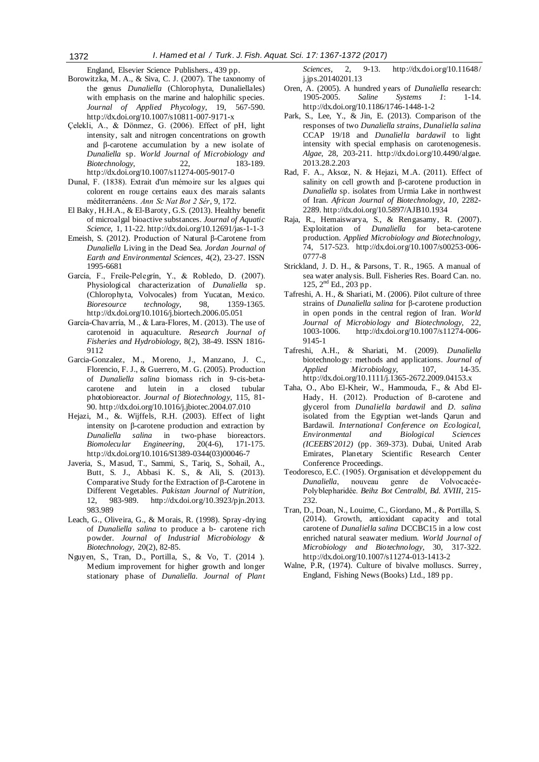England, Elsevier Science Publishers., 439 pp.

Borowitzka, M. A., & Siva, C. J. (2007). The taxonomy of the genus *Dunaliella* (Chlorophyta, Dunaliellales) with emphasis on the marine and halophilic species. *Journal of Applied Phycology*, 19, 567-590. http://dx.doi.org/10.1007/s10811-007-9171-x

Çelekli, A., & Dönmez, G. (2006). Effect of pH, light intensity, salt and nitrogen concentrations on growth and β-carotene accumulation by a new isolate of *Dunaliella* sp. *World Journal of Microbiology and Biotechnology*, 22, 183-189. http://dx.doi.org/10.1007/s11274-005-9017-0

Dunal, F. (1838). Extrait d'un mémoire sur les algues qui colorent en rouge certains eaux des marais salants méditerranéens. *Ann Sc Nat Bot 2 Sér*, 9, 172.

El Baky, H.H.A., & El-Baroty, G.S. (2013). Healthy benefit of microalgal bioactive substances. *Journal of Aquatic Science*, 1, 11-22. http://dx.doi.org/10.12691/jas-1-1-3

Emeish, S. (2012). Production of Natural β-Carotene from *Dunaliella* Living in the Dead Sea. *Jordan Journal of Earth and Environmental Sciences*, 4(2), 23-27. ISSN 1995-6681

García, F., Freile-Pelegrín, Y., & Robledo, D. (2007). Physiological characterization of *Dunaliella* sp. (Chlorophyta, Volvocales) from Yucatan, Mexico. *Bioresource technology*, 98, 1359-1365. http://dx.doi.org/10.1016/j.biortech.2006.05.051

García-Chavarría, M., & Lara-Flores, M. (2013). The use of carotenoid in aquaculture. *Research Journal of Fisheries and Hydrobiology*, 8(2), 38-49. ISSN 1816-9112

Garcia-Gonzalez, M., Moreno, J., Manzano, J. C., Florencio, F. J., & Guerrero, M. G. (2005). Production of *Dunaliella salina* biomass rich in 9-cis-beta-carotene and lutein in a closed tubular photobioreactor. *Journal of Biotechnology*, 115, 81-90. http://dx.doi.org/10.1016/j.jbiotec.2004.07.010

Hejazi, M., &. Wijffels, R.H. (2003). Effect of light intensity on β-carotene production and extraction by *Dunaliella salina* in two-phase bioreactors. *Biomolecular Engineering*, 20(4-6), 171-175. http://dx.doi.org/10.1016/S1389-0344(03)00046-7

Javeria, S., Masud, T., Sammi, S., Tariq, S., Sohail, A., Butt, S. J., Abbasi K. S., & Ali, S. (2013). Comparative Study for the Extraction of β-Carotene in Different Vegetables. *Pakistan Journal of Nutrition*, 12, 983-989. http://dx.doi.org/10.3923/pjn.2013.983.989

Leach, G., Oliveira, G., & Morais, R. (1998). Spray-drying of *Dunaliella salina* to produce a b- carotene rich powder. *Journal of Industrial Microbiology & Biotechnology*, 20(2), 82-85.

Nguyen, S., Tran, D., Portilla, S., & Vo, T. (2014 ). Medium improvement for higher growth and longer stationary phase of *Dunaliella*. *Journal of Plant Sciences*, 2, 9-13. http://dx.doi.org/10.11648/j.jps.20140201.13

Oren, A. (2005). A hundred years of *Dunaliella* research: 1905-2005. *Saline Systems 1*: 1-14. http://dx.doi.org/10.1186/1746-1448-1-2

Park, S., Lee, Y., & Jin, E. (2013). Comparison of the responses of two *Dunaliella strains*, *Dunaliella salina* CCAP 19/18 and *Dunaliella bardawil* to light intensity with special emphasis on carotenogenesis. *Algae*, 28, 203-211. http://dx.doi.org/10.4490/algae.2013.28.2.203

Rad, F. A., Aksoz, N. & Hejazi, M.A. (2011). Effect of salinity on cell growth and β-carotene production in *Dunaliella* sp. isolates from Urmia Lake in northwest of Iran. *African Journal of Biotechnology*, *10*, 2282-2289. http://dx.doi.org/10.5897/AJB10.1934

Raja, R., Hemaiswarya, S., & Rengasamy, R. (2007). Exploitation of *Dunaliella* for beta-carotene production. *Applied Microbiology and Biotechnology*, 74, 517-523. http://dx.doi.org/10.1007/s00253-006-0777-8

Strickland, J. D. H., & Parsons, T. R., 1965. A manual of sea water analysis. Bull. Fisheries Res. Board Can. no. 125, 2nd Ed., 203 pp.

Tafreshi, A. H., & Shariati, M. (2006). Pilot culture of three strains of *Dunaliella salina* for β-carotene production in open ponds in the central region of Iran. *World Journal of Microbiology and Biotechnology*, 22, 1003-1006. http://dx.doi.org/10.1007/s11274-006-9145-1

Tafreshi, A.H., & Shariati, M. (2009). *Dunaliella* biotechnology: methods and applications. *Journal of Applied Microbiology*, 107, 14-35. http://dx.doi.org/10.1111/j.1365-2672.2009.04153.x

Taha, O., Abo El-Kheir, W., Hammouda, F., & Abd El-Hady, H. (2012). Production of ß-carotene and glycerol from *Dunaliella bardawil* and *D. salina* isolated from the Egyptian wet-lands Qarun and Bardawil. *International Conference on Ecological, Environmental and Biological Sciences (ICEEBS'2012)* (pp. 369-373). Dubai, United Arab Emirates, Planetary Scientific Research Center Conference Proceedings.

Teodoresco, E.C. (1905). Organisation et développement du *Dunaliella*, nouveau genre de Volvocacée-Polyblepharidée. *Beihz Bot Centralbl, Bd. XVIII*, 215-232.

Tran, D., Doan, N., Louime, C., Giordano, M., & Portilla, S. (2014). Growth, antioxidant capacity and total carotene of *Dunaliella salina* DCCBC15 in a low cost enriched natural seawater medium. *World Journal of Microbiology and Biotechnology*, 30, 317-322. http://dx.doi.org/10.1007/s11274-013-1413-2

Walne, P.R, (1974). Culture of bivalve molluscs. Surrey, England, Fishing News (Books) Ltd., 189 pp.